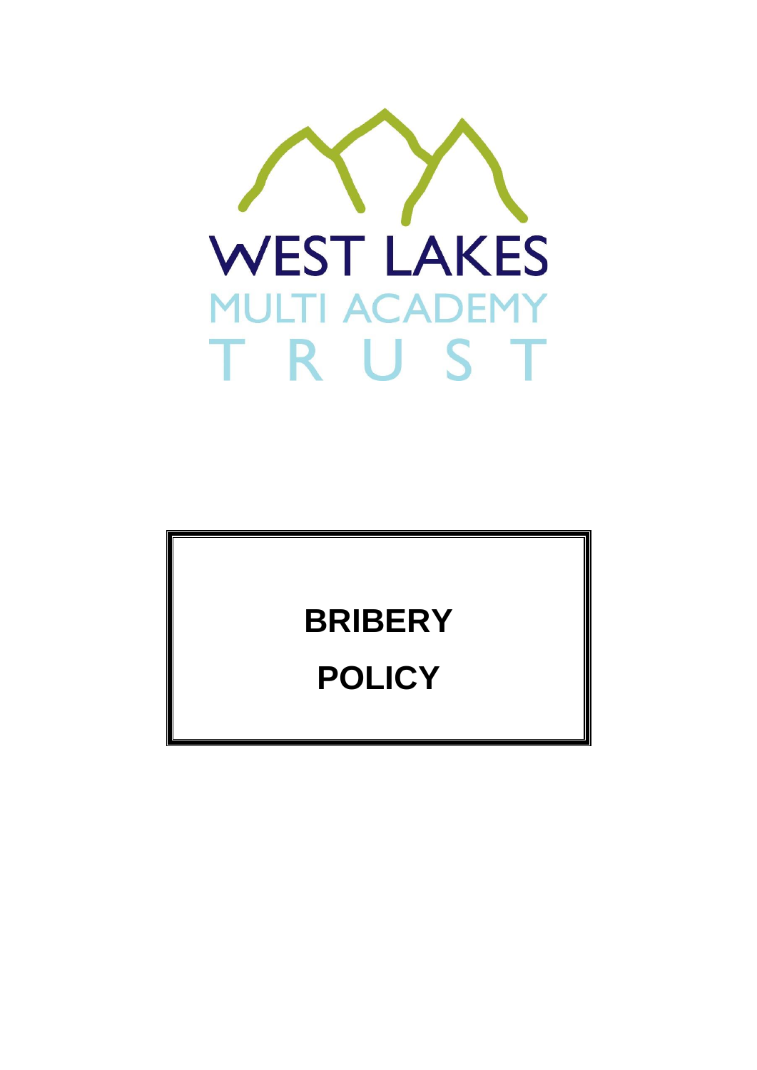WEST LAKES

MULTI ACADEMY

TRUST

# BRIBERY

# POLICY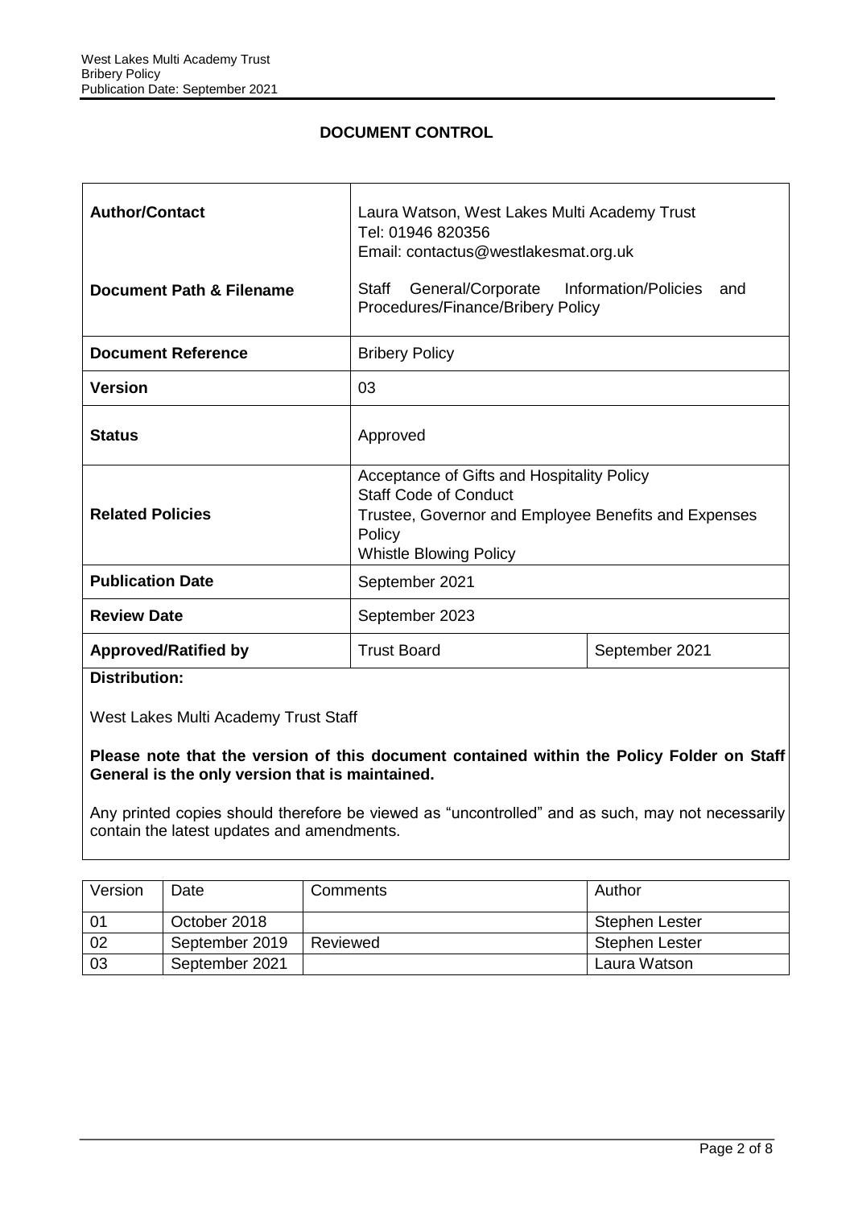**DOCUMENT CONTROL**

| | | |
|---|---|---|
| **Author/Contact** | Laura Watson, West Lakes Multi Academy Trust<br>Tel: 01946 820356<br>Email: contactus@westlakesmat.org.uk | |
| **Document Path & Filename** | Staff General/Corporate Information/Policies and Procedures/Finance/Bribery Policy | |
| **Document Reference** | Bribery Policy | |
| **Version** | 03 | |
| **Status** | Approved | |
| **Related Policies** | Acceptance of Gifts and Hospitality Policy<br>Staff Code of Conduct<br>Trustee, Governor and Employee Benefits and Expenses Policy<br>Whistle Blowing Policy | |
| **Publication Date** | September 2021 | |
| **Review Date** | September 2023 | |
| **Approved/Ratified by** | Trust Board | September 2021 |

**Distribution:**

West Lakes Multi Academy Trust Staff

**Please note that the version of this document contained within the Policy Folder on Staff General is the only version that is maintained.**

Any printed copies should therefore be viewed as "uncontrolled" and as such, may not necessarily contain the latest updates and amendments.

| Version | Date | Comments | Author |
|---|---|---|---|
| 01 | October 2018 | | Stephen Lester |
| 02 | September 2019 | Reviewed | Stephen Lester |
| 03 | September 2021 | | Laura Watson |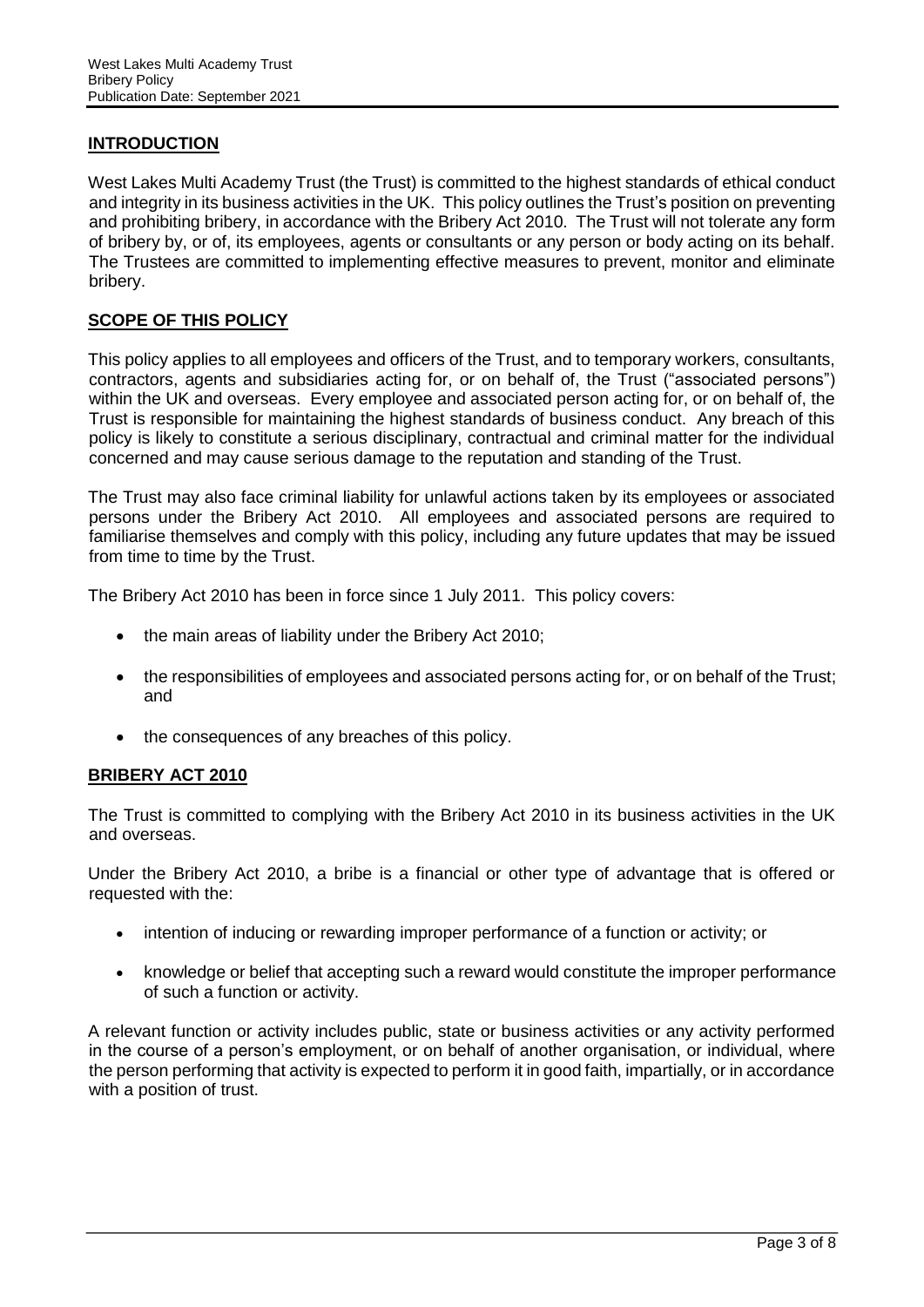## INTRODUCTION

West Lakes Multi Academy Trust (the Trust) is committed to the highest standards of ethical conduct and integrity in its business activities in the UK. This policy outlines the Trust's position on preventing and prohibiting bribery, in accordance with the Bribery Act 2010. The Trust will not tolerate any form of bribery by, or of, its employees, agents or consultants or any person or body acting on its behalf. The Trustees are committed to implementing effective measures to prevent, monitor and eliminate bribery.

## SCOPE OF THIS POLICY

This policy applies to all employees and officers of the Trust, and to temporary workers, consultants, contractors, agents and subsidiaries acting for, or on behalf of, the Trust ("associated persons") within the UK and overseas. Every employee and associated person acting for, or on behalf of, the Trust is responsible for maintaining the highest standards of business conduct. Any breach of this policy is likely to constitute a serious disciplinary, contractual and criminal matter for the individual concerned and may cause serious damage to the reputation and standing of the Trust.

The Trust may also face criminal liability for unlawful actions taken by its employees or associated persons under the Bribery Act 2010. All employees and associated persons are required to familiarise themselves and comply with this policy, including any future updates that may be issued from time to time by the Trust.

The Bribery Act 2010 has been in force since 1 July 2011. This policy covers:

- the main areas of liability under the Bribery Act 2010;
- the responsibilities of employees and associated persons acting for, or on behalf of the Trust; and
- the consequences of any breaches of this policy.

## BRIBERY ACT 2010

The Trust is committed to complying with the Bribery Act 2010 in its business activities in the UK and overseas.

Under the Bribery Act 2010, a bribe is a financial or other type of advantage that is offered or requested with the:

- intention of inducing or rewarding improper performance of a function or activity; or
- knowledge or belief that accepting such a reward would constitute the improper performance of such a function or activity.

A relevant function or activity includes public, state or business activities or any activity performed in the course of a person's employment, or on behalf of another organisation, or individual, where the person performing that activity is expected to perform it in good faith, impartially, or in accordance with a position of trust.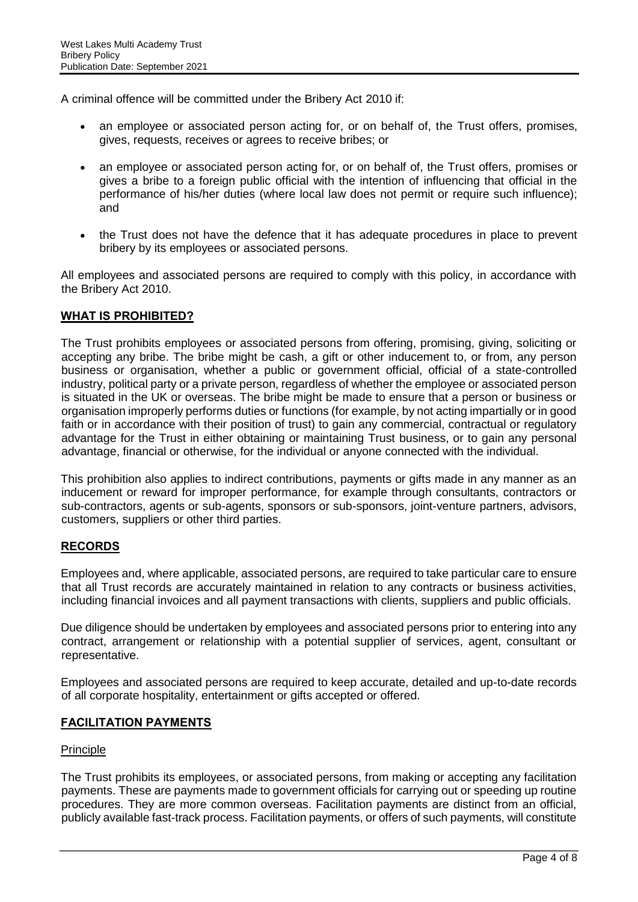A criminal offence will be committed under the Bribery Act 2010 if:

- an employee or associated person acting for, or on behalf of, the Trust offers, promises, gives, requests, receives or agrees to receive bribes; or
- an employee or associated person acting for, or on behalf of, the Trust offers, promises or gives a bribe to a foreign public official with the intention of influencing that official in the performance of his/her duties (where local law does not permit or require such influence); and
- the Trust does not have the defence that it has adequate procedures in place to prevent bribery by its employees or associated persons.

All employees and associated persons are required to comply with this policy, in accordance with the Bribery Act 2010.

## WHAT IS PROHIBITED?

The Trust prohibits employees or associated persons from offering, promising, giving, soliciting or accepting any bribe. The bribe might be cash, a gift or other inducement to, or from, any person business or organisation, whether a public or government official, official of a state-controlled industry, political party or a private person, regardless of whether the employee or associated person is situated in the UK or overseas. The bribe might be made to ensure that a person or business or organisation improperly performs duties or functions (for example, by not acting impartially or in good faith or in accordance with their position of trust) to gain any commercial, contractual or regulatory advantage for the Trust in either obtaining or maintaining Trust business, or to gain any personal advantage, financial or otherwise, for the individual or anyone connected with the individual.

This prohibition also applies to indirect contributions, payments or gifts made in any manner as an inducement or reward for improper performance, for example through consultants, contractors or sub-contractors, agents or sub-agents, sponsors or sub-sponsors, joint-venture partners, advisors, customers, suppliers or other third parties.

## RECORDS

Employees and, where applicable, associated persons, are required to take particular care to ensure that all Trust records are accurately maintained in relation to any contracts or business activities, including financial invoices and all payment transactions with clients, suppliers and public officials.

Due diligence should be undertaken by employees and associated persons prior to entering into any contract, arrangement or relationship with a potential supplier of services, agent, consultant or representative.

Employees and associated persons are required to keep accurate, detailed and up-to-date records of all corporate hospitality, entertainment or gifts accepted or offered.

## FACILITATION PAYMENTS

### Principle

The Trust prohibits its employees, or associated persons, from making or accepting any facilitation payments. These are payments made to government officials for carrying out or speeding up routine procedures. They are more common overseas. Facilitation payments are distinct from an official, publicly available fast-track process. Facilitation payments, or offers of such payments, will constitute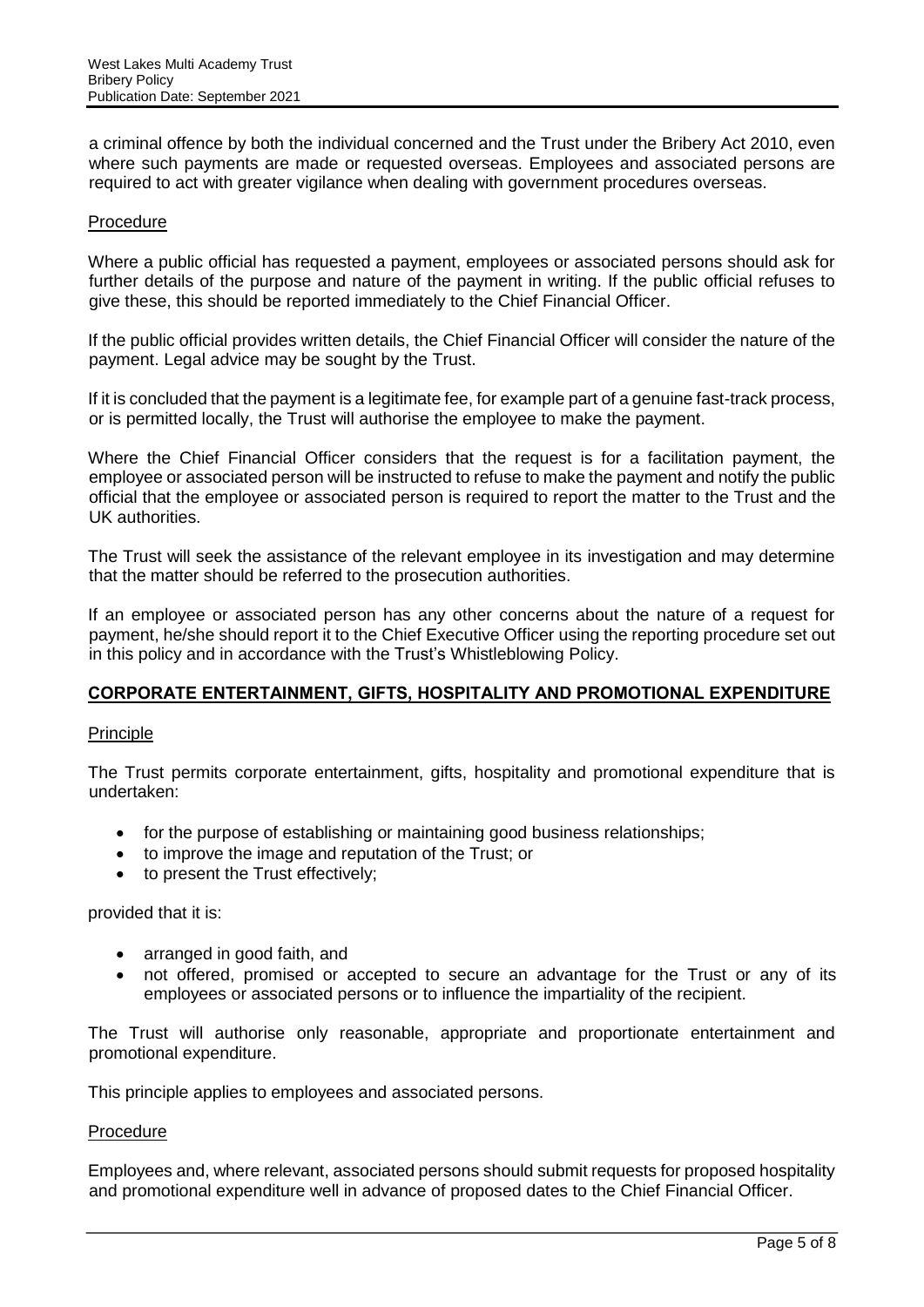a criminal offence by both the individual concerned and the Trust under the Bribery Act 2010, even where such payments are made or requested overseas. Employees and associated persons are required to act with greater vigilance when dealing with government procedures overseas.

Procedure

Where a public official has requested a payment, employees or associated persons should ask for further details of the purpose and nature of the payment in writing. If the public official refuses to give these, this should be reported immediately to the Chief Financial Officer.

If the public official provides written details, the Chief Financial Officer will consider the nature of the payment. Legal advice may be sought by the Trust.

If it is concluded that the payment is a legitimate fee, for example part of a genuine fast-track process, or is permitted locally, the Trust will authorise the employee to make the payment.

Where the Chief Financial Officer considers that the request is for a facilitation payment, the employee or associated person will be instructed to refuse to make the payment and notify the public official that the employee or associated person is required to report the matter to the Trust and the UK authorities.

The Trust will seek the assistance of the relevant employee in its investigation and may determine that the matter should be referred to the prosecution authorities.

If an employee or associated person has any other concerns about the nature of a request for payment, he/she should report it to the Chief Executive Officer using the reporting procedure set out in this policy and in accordance with the Trust's Whistleblowing Policy.

## CORPORATE ENTERTAINMENT, GIFTS, HOSPITALITY AND PROMOTIONAL EXPENDITURE

Principle

The Trust permits corporate entertainment, gifts, hospitality and promotional expenditure that is undertaken:

- for the purpose of establishing or maintaining good business relationships;
- to improve the image and reputation of the Trust; or
- to present the Trust effectively;

provided that it is:

- arranged in good faith, and
- not offered, promised or accepted to secure an advantage for the Trust or any of its employees or associated persons or to influence the impartiality of the recipient.

The Trust will authorise only reasonable, appropriate and proportionate entertainment and promotional expenditure.

This principle applies to employees and associated persons.

Procedure

Employees and, where relevant, associated persons should submit requests for proposed hospitality and promotional expenditure well in advance of proposed dates to the Chief Financial Officer.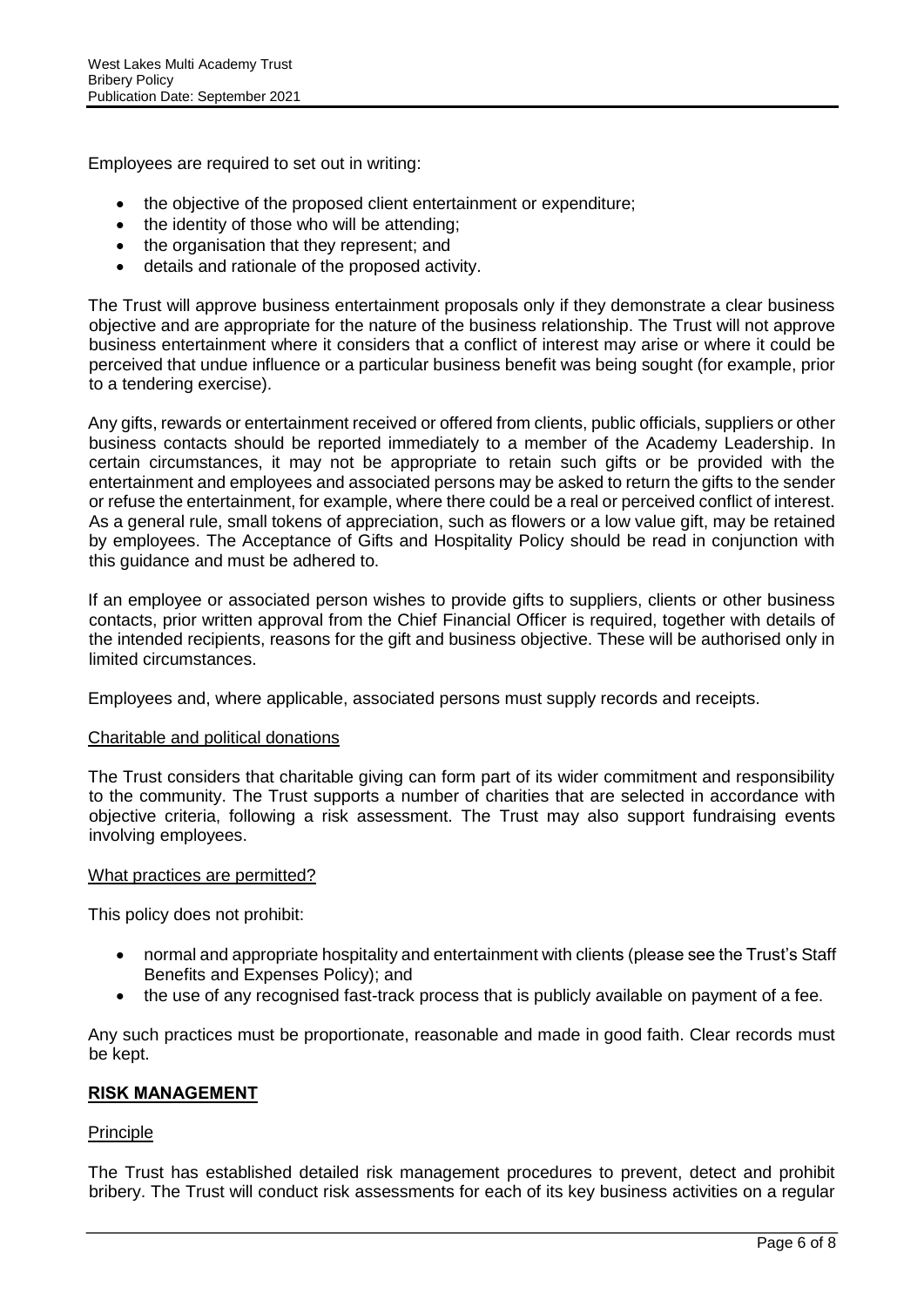Employees are required to set out in writing:

- the objective of the proposed client entertainment or expenditure;
- the identity of those who will be attending;
- the organisation that they represent; and
- details and rationale of the proposed activity.

The Trust will approve business entertainment proposals only if they demonstrate a clear business objective and are appropriate for the nature of the business relationship. The Trust will not approve business entertainment where it considers that a conflict of interest may arise or where it could be perceived that undue influence or a particular business benefit was being sought (for example, prior to a tendering exercise).

Any gifts, rewards or entertainment received or offered from clients, public officials, suppliers or other business contacts should be reported immediately to a member of the Academy Leadership. In certain circumstances, it may not be appropriate to retain such gifts or be provided with the entertainment and employees and associated persons may be asked to return the gifts to the sender or refuse the entertainment, for example, where there could be a real or perceived conflict of interest. As a general rule, small tokens of appreciation, such as flowers or a low value gift, may be retained by employees. The Acceptance of Gifts and Hospitality Policy should be read in conjunction with this guidance and must be adhered to.

If an employee or associated person wishes to provide gifts to suppliers, clients or other business contacts, prior written approval from the Chief Financial Officer is required, together with details of the intended recipients, reasons for the gift and business objective. These will be authorised only in limited circumstances.

Employees and, where applicable, associated persons must supply records and receipts.

<u>Charitable and political donations</u>

The Trust considers that charitable giving can form part of its wider commitment and responsibility to the community. The Trust supports a number of charities that are selected in accordance with objective criteria, following a risk assessment. The Trust may also support fundraising events involving employees.

<u>What practices are permitted?</u>

This policy does not prohibit:

- normal and appropriate hospitality and entertainment with clients (please see the Trust's Staff Benefits and Expenses Policy); and
- the use of any recognised fast-track process that is publicly available on payment of a fee.

Any such practices must be proportionate, reasonable and made in good faith. Clear records must be kept.

## RISK MANAGEMENT

<u>Principle</u>

The Trust has established detailed risk management procedures to prevent, detect and prohibit bribery. The Trust will conduct risk assessments for each of its key business activities on a regular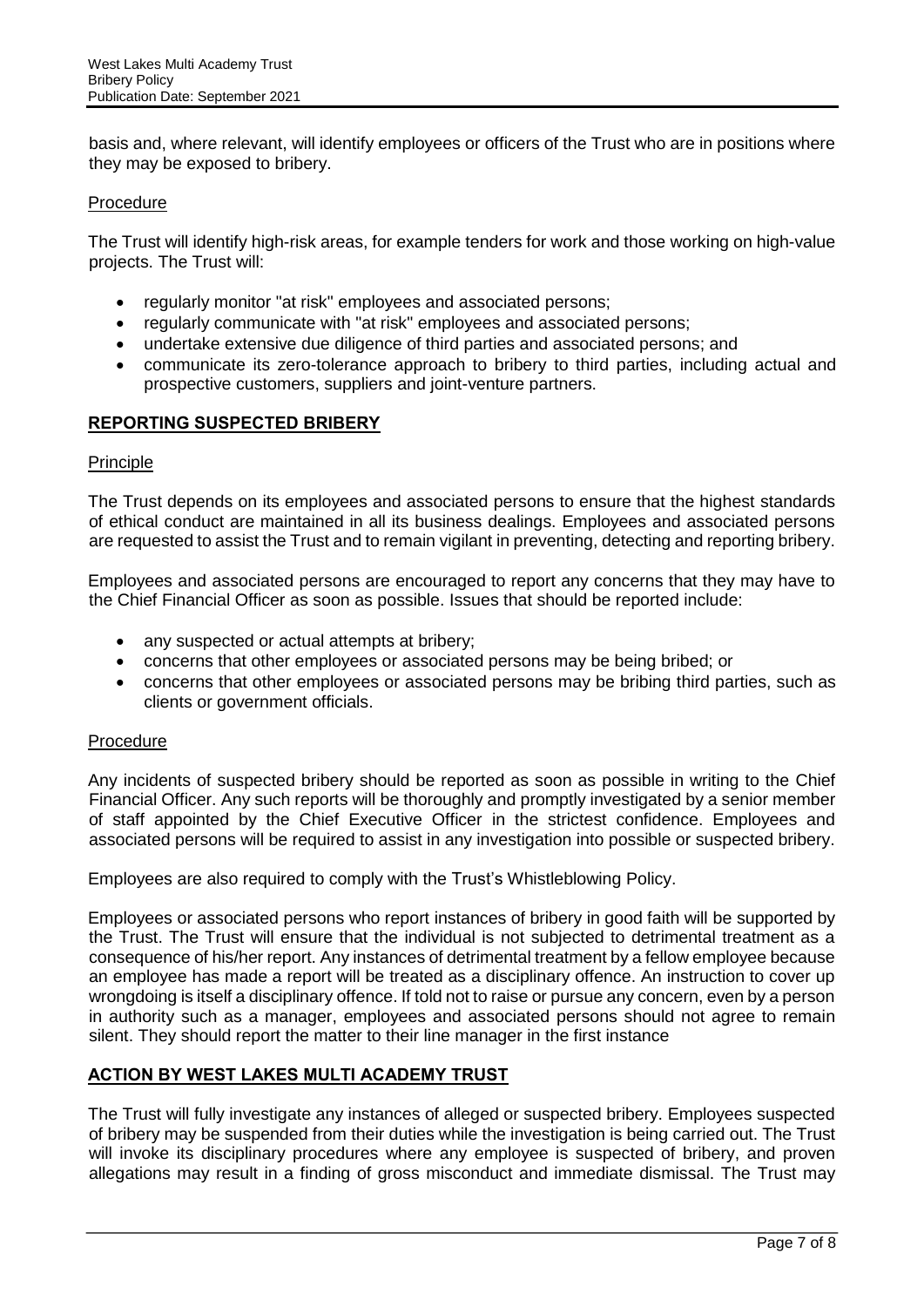basis and, where relevant, will identify employees or officers of the Trust who are in positions where they may be exposed to bribery.

Procedure

The Trust will identify high-risk areas, for example tenders for work and those working on high-value projects. The Trust will:

- regularly monitor "at risk" employees and associated persons;
- regularly communicate with "at risk" employees and associated persons;
- undertake extensive due diligence of third parties and associated persons; and
- communicate its zero-tolerance approach to bribery to third parties, including actual and prospective customers, suppliers and joint-venture partners.

## REPORTING SUSPECTED BRIBERY

Principle

The Trust depends on its employees and associated persons to ensure that the highest standards of ethical conduct are maintained in all its business dealings. Employees and associated persons are requested to assist the Trust and to remain vigilant in preventing, detecting and reporting bribery.

Employees and associated persons are encouraged to report any concerns that they may have to the Chief Financial Officer as soon as possible. Issues that should be reported include:

- any suspected or actual attempts at bribery;
- concerns that other employees or associated persons may be being bribed; or
- concerns that other employees or associated persons may be bribing third parties, such as clients or government officials.

Procedure

Any incidents of suspected bribery should be reported as soon as possible in writing to the Chief Financial Officer. Any such reports will be thoroughly and promptly investigated by a senior member of staff appointed by the Chief Executive Officer in the strictest confidence. Employees and associated persons will be required to assist in any investigation into possible or suspected bribery.

Employees are also required to comply with the Trust's Whistleblowing Policy.

Employees or associated persons who report instances of bribery in good faith will be supported by the Trust. The Trust will ensure that the individual is not subjected to detrimental treatment as a consequence of his/her report. Any instances of detrimental treatment by a fellow employee because an employee has made a report will be treated as a disciplinary offence. An instruction to cover up wrongdoing is itself a disciplinary offence. If told not to raise or pursue any concern, even by a person in authority such as a manager, employees and associated persons should not agree to remain silent. They should report the matter to their line manager in the first instance

## ACTION BY WEST LAKES MULTI ACADEMY TRUST

The Trust will fully investigate any instances of alleged or suspected bribery. Employees suspected of bribery may be suspended from their duties while the investigation is being carried out. The Trust will invoke its disciplinary procedures where any employee is suspected of bribery, and proven allegations may result in a finding of gross misconduct and immediate dismissal. The Trust may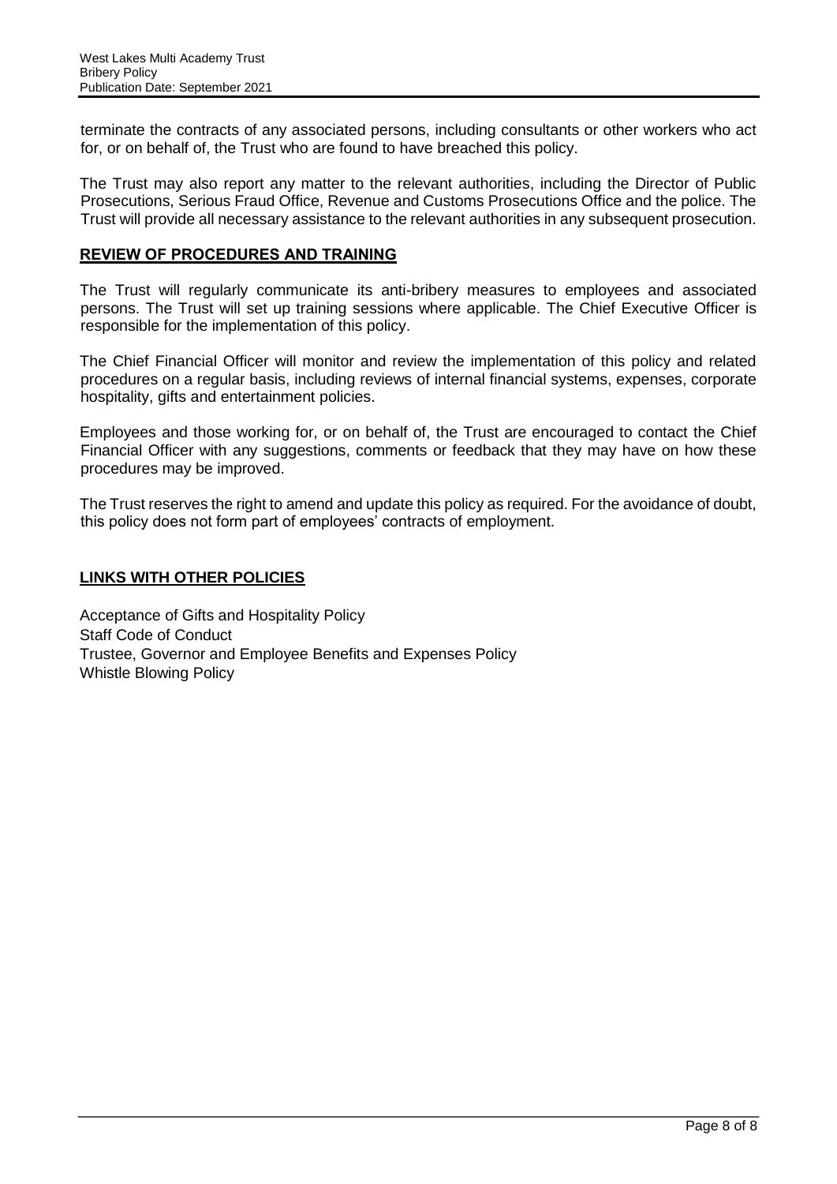terminate the contracts of any associated persons, including consultants or other workers who act for, or on behalf of, the Trust who are found to have breached this policy.

The Trust may also report any matter to the relevant authorities, including the Director of Public Prosecutions, Serious Fraud Office, Revenue and Customs Prosecutions Office and the police. The Trust will provide all necessary assistance to the relevant authorities in any subsequent prosecution.

## REVIEW OF PROCEDURES AND TRAINING

The Trust will regularly communicate its anti-bribery measures to employees and associated persons. The Trust will set up training sessions where applicable. The Chief Executive Officer is responsible for the implementation of this policy.

The Chief Financial Officer will monitor and review the implementation of this policy and related procedures on a regular basis, including reviews of internal financial systems, expenses, corporate hospitality, gifts and entertainment policies.

Employees and those working for, or on behalf of, the Trust are encouraged to contact the Chief Financial Officer with any suggestions, comments or feedback that they may have on how these procedures may be improved.

The Trust reserves the right to amend and update this policy as required. For the avoidance of doubt, this policy does not form part of employees' contracts of employment.

## LINKS WITH OTHER POLICIES

Acceptance of Gifts and Hospitality Policy
Staff Code of Conduct
Trustee, Governor and Employee Benefits and Expenses Policy
Whistle Blowing Policy